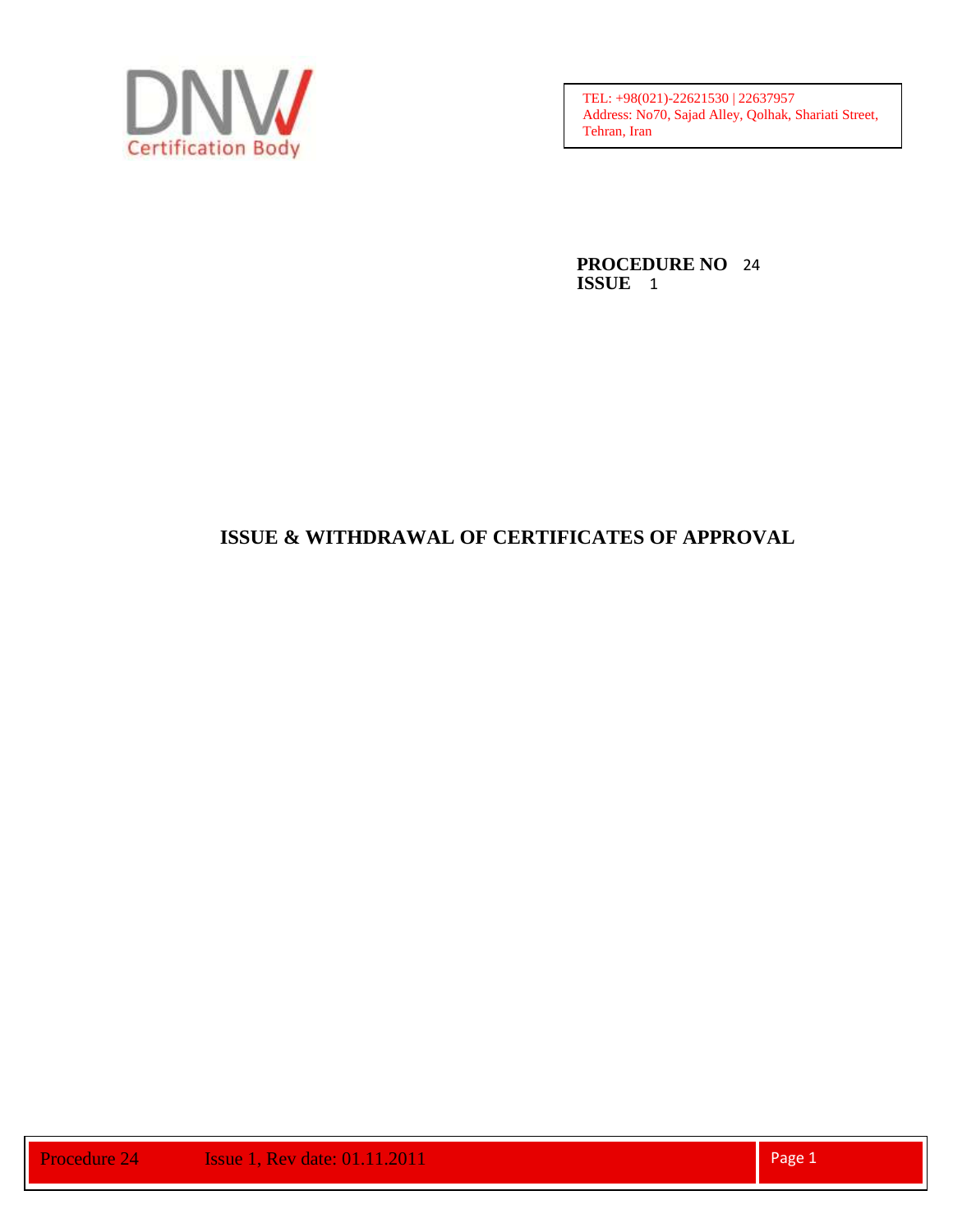DNV Certification Body

TEL: +98(021)-22621530 | 22637957
Address: No70, Sajad Alley, Qolhak, Shariati Street, Tehran, Iran

**PROCEDURE NO** 24
**ISSUE** 1

# ISSUE & WITHDRAWAL OF CERTIFICATES OF APPROVAL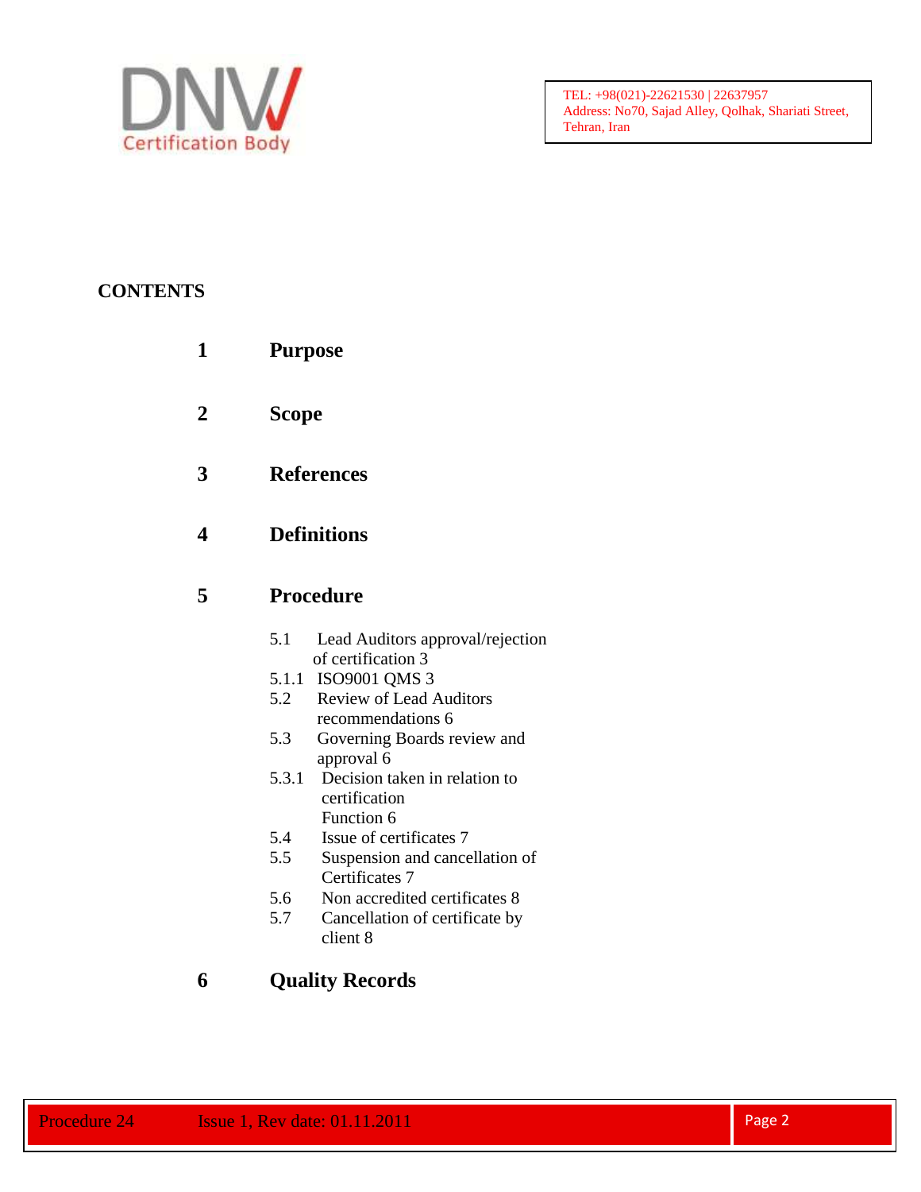# CONTENTS

**1 Purpose**

**2 Scope**

**3 References**

**4 Definitions**

**5 Procedure**

- 5.1 Lead Auditors approval/rejection of certification 3
- 5.1.1 ISO9001 QMS 3
- 5.2 Review of Lead Auditors recommendations 6
- 5.3 Governing Boards review and approval 6
- 5.3.1 Decision taken in relation to certification Function 6
- 5.4 Issue of certificates 7
- 5.5 Suspension and cancellation of Certificates 7
- 5.6 Non accredited certificates 8
- 5.7 Cancellation of certificate by client 8

**6 Quality Records**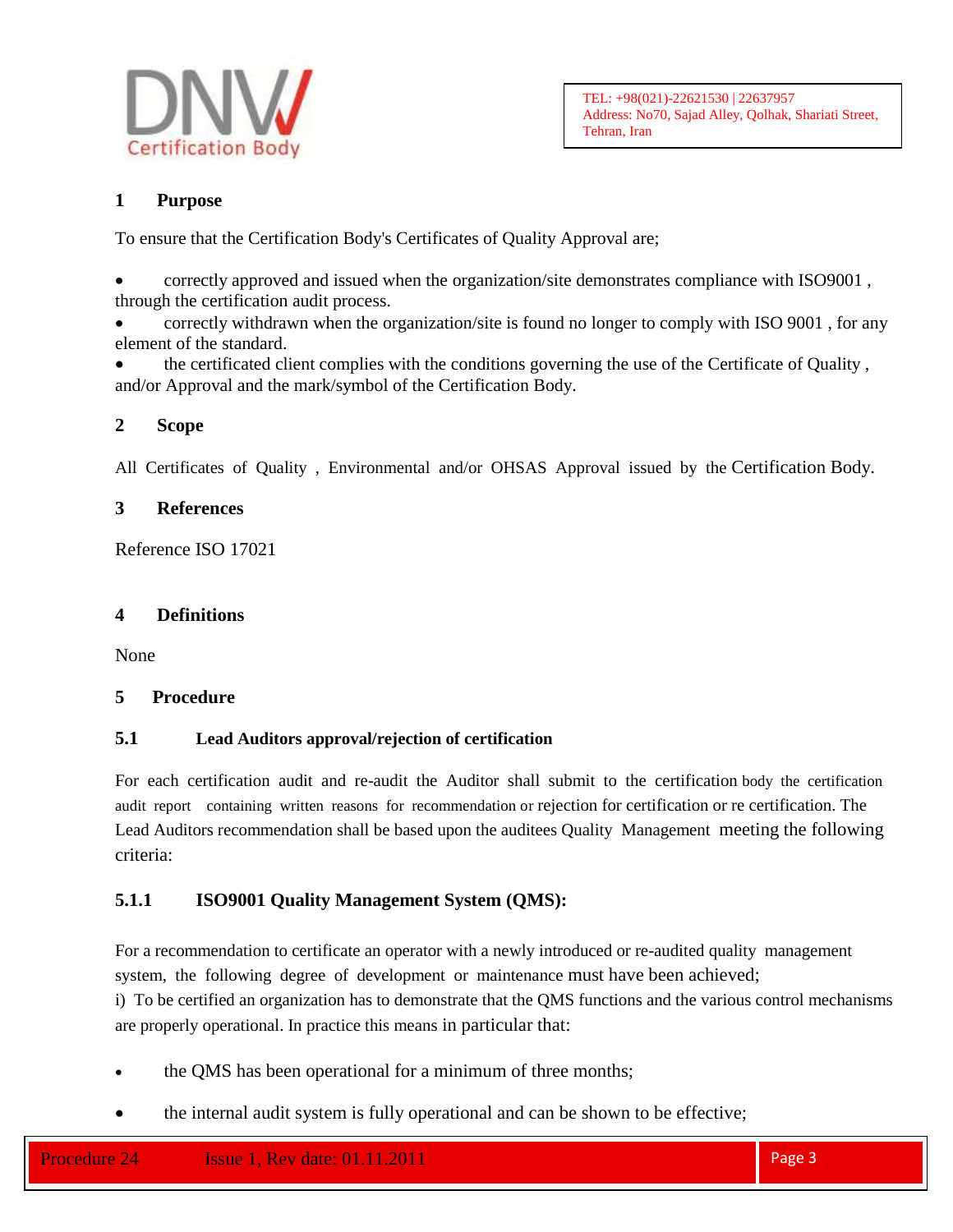## 1 Purpose

To ensure that the Certification Body's Certificates of Quality Approval are;

- correctly approved and issued when the organization/site demonstrates compliance with ISO9001 , through the certification audit process.
- correctly withdrawn when the organization/site is found no longer to comply with ISO 9001 , for any element of the standard.
- the certificated client complies with the conditions governing the use of the Certificate of Quality , and/or Approval and the mark/symbol of the Certification Body.

## 2 Scope

All Certificates of Quality , Environmental and/or OHSAS Approval issued by the Certification Body.

## 3 References

Reference ISO 17021

## 4 Definitions

None

## 5 Procedure

### 5.1 Lead Auditors approval/rejection of certification

For each certification audit and re-audit the Auditor shall submit to the certification body the certification audit report containing written reasons for recommendation or rejection for certification or re certification. The Lead Auditors recommendation shall be based upon the auditees Quality Management meeting the following criteria:

#### 5.1.1 ISO9001 Quality Management System (QMS):

For a recommendation to certificate an operator with a newly introduced or re-audited quality management system, the following degree of development or maintenance must have been achieved;

i) To be certified an organization has to demonstrate that the QMS functions and the various control mechanisms are properly operational. In practice this means in particular that:

- the QMS has been operational for a minimum of three months;
- the internal audit system is fully operational and can be shown to be effective;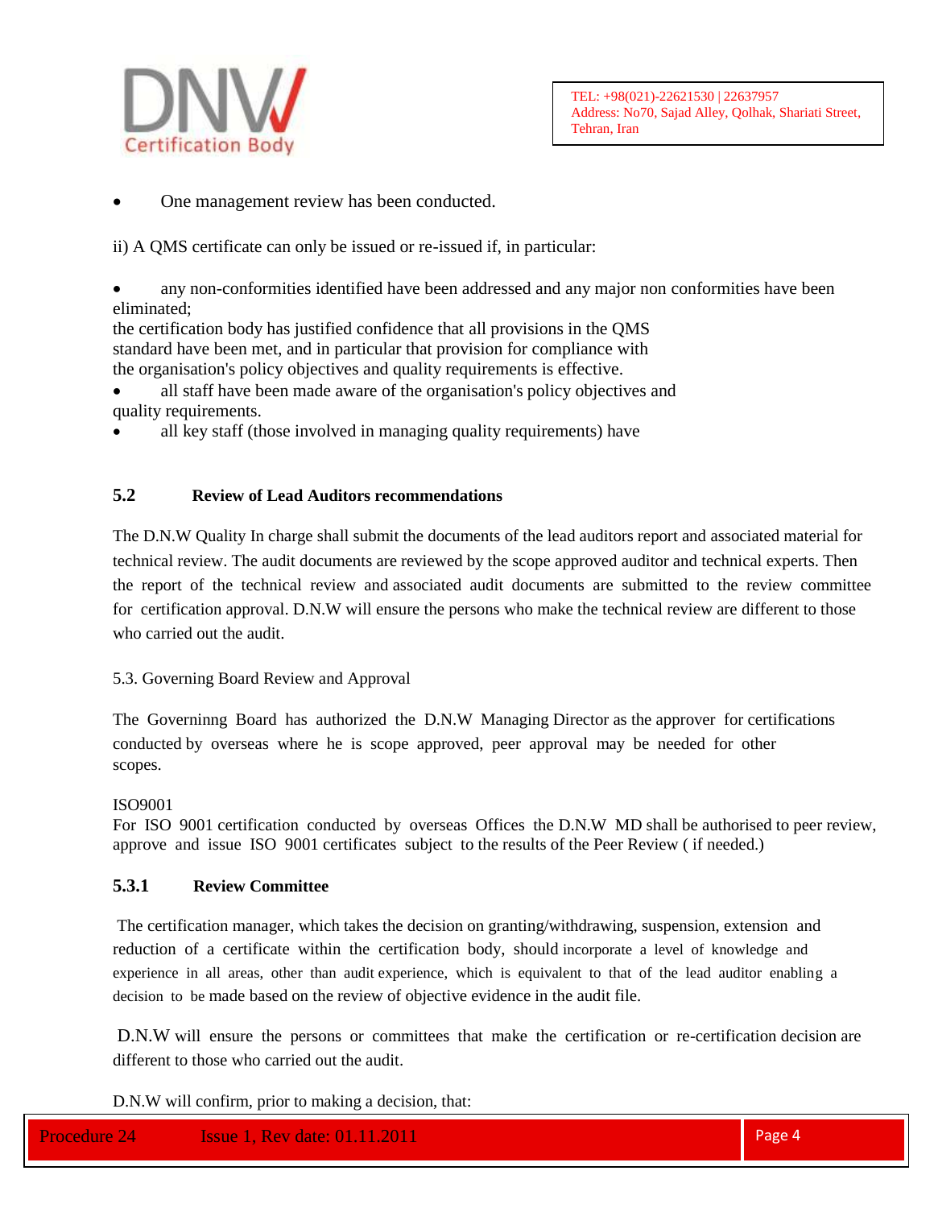- One management review has been conducted.

ii) A QMS certificate can only be issued or re-issued if, in particular:

- any non-conformities identified have been addressed and any major non conformities have been eliminated;

the certification body has justified confidence that all provisions in the QMS standard have been met, and in particular that provision for compliance with the organisation's policy objectives and quality requirements is effective.

- all staff have been made aware of the organisation's policy objectives and quality requirements.
- all key staff (those involved in managing quality requirements) have

### 5.2 Review of Lead Auditors recommendations

The D.N.W Quality In charge shall submit the documents of the lead auditors report and associated material for technical review. The audit documents are reviewed by the scope approved auditor and technical experts. Then the report of the technical review and associated audit documents are submitted to the review committee for certification approval. D.N.W will ensure the persons who make the technical review are different to those who carried out the audit.

### 5.3. Governing Board Review and Approval

The Governinng Board has authorized the D.N.W Managing Director as the approver for certifications conducted by overseas where he is scope approved, peer approval may be needed for other scopes.

ISO9001

For ISO 9001 certification conducted by overseas Offices the D.N.W MD shall be authorised to peer review, approve and issue ISO 9001 certificates subject to the results of the Peer Review ( if needed.)

### 5.3.1 Review Committee

The certification manager, which takes the decision on granting/withdrawing, suspension, extension and reduction of a certificate within the certification body, should incorporate a level of knowledge and experience in all areas, other than audit experience, which is equivalent to that of the lead auditor enabling a decision to be made based on the review of objective evidence in the audit file.

D.N.W will ensure the persons or committees that make the certification or re-certification decision are different to those who carried out the audit.

D.N.W will confirm, prior to making a decision, that: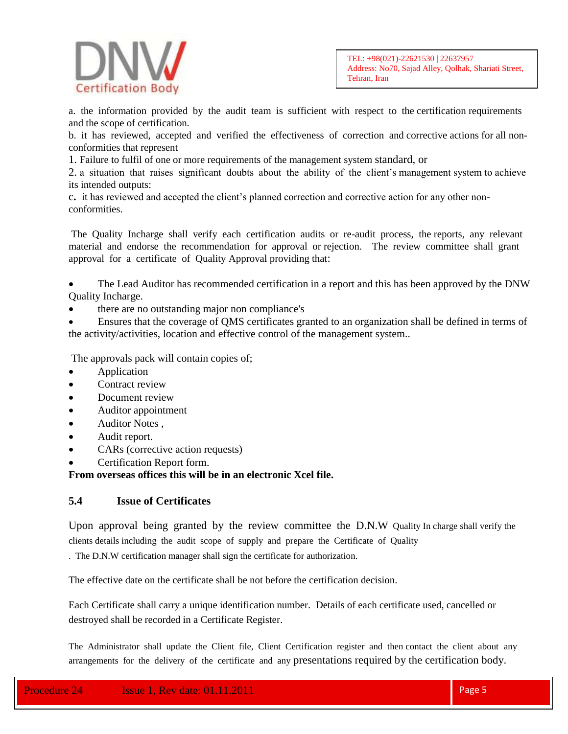a. the information provided by the audit team is sufficient with respect to the certification requirements and the scope of certification.

b. it has reviewed, accepted and verified the effectiveness of correction and corrective actions for all non-conformities that represent

1. Failure to fulfil of one or more requirements of the management system standard, or

2. a situation that raises significant doubts about the ability of the client's management system to achieve its intended outputs:

c. it has reviewed and accepted the client's planned correction and corrective action for any other non-conformities.

The Quality Incharge shall verify each certification audits or re-audit process, the reports, any relevant material and endorse the recommendation for approval or rejection. The review committee shall grant approval for a certificate of Quality Approval providing that:

- The Lead Auditor has recommended certification in a report and this has been approved by the DNW Quality Incharge.
- there are no outstanding major non compliance's
- Ensures that the coverage of QMS certificates granted to an organization shall be defined in terms of the activity/activities, location and effective control of the management system..

The approvals pack will contain copies of;

- Application
- Contract review
- Document review
- Auditor appointment
- Auditor Notes ,
- Audit report.
- CARs (corrective action requests)
- Certification Report form.

**From overseas offices this will be in an electronic Xcel file.**

## 5.4 Issue of Certificates

Upon approval being granted by the review committee the D.N.W Quality In charge shall verify the clients details including the audit scope of supply and prepare the Certificate of Quality

. The D.N.W certification manager shall sign the certificate for authorization.

The effective date on the certificate shall be not before the certification decision.

Each Certificate shall carry a unique identification number. Details of each certificate used, cancelled or destroyed shall be recorded in a Certificate Register.

The Administrator shall update the Client file, Client Certification register and then contact the client about any arrangements for the delivery of the certificate and any presentations required by the certification body.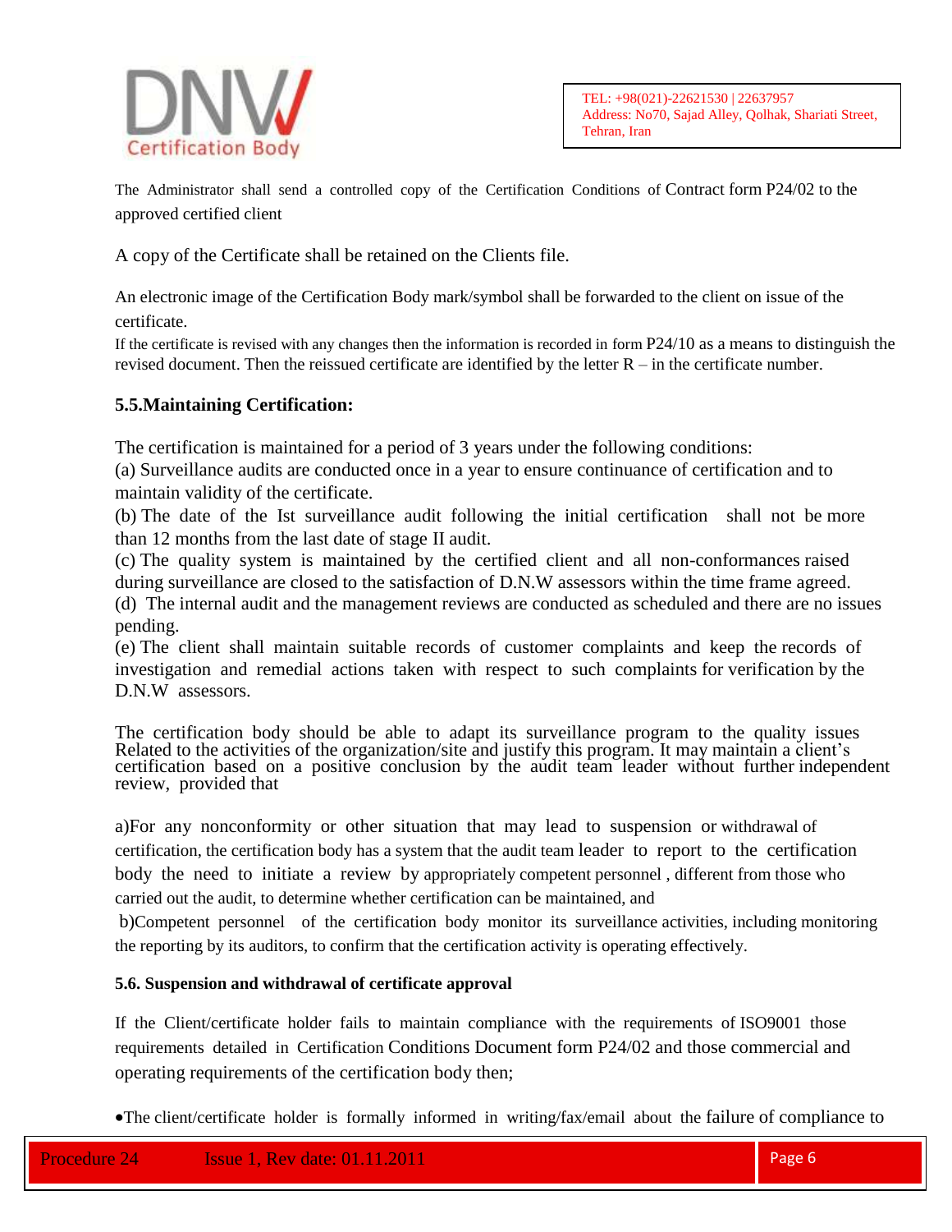The Administrator shall send a controlled copy of the Certification Conditions of Contract form P24/02 to the approved certified client

A copy of the Certificate shall be retained on the Clients file.

An electronic image of the Certification Body mark/symbol shall be forwarded to the client on issue of the certificate.

If the certificate is revised with any changes then the information is recorded in form P24/10 as a means to distinguish the revised document. Then the reissued certificate are identified by the letter R – in the certificate number.

### 5.5.Maintaining Certification:

The certification is maintained for a period of 3 years under the following conditions:

(a) Surveillance audits are conducted once in a year to ensure continuance of certification and to maintain validity of the certificate.

(b) The date of the Ist surveillance audit following the initial certification shall not be more than 12 months from the last date of stage II audit.

(c) The quality system is maintained by the certified client and all non-conformances raised during surveillance are closed to the satisfaction of D.N.W assessors within the time frame agreed.

(d) The internal audit and the management reviews are conducted as scheduled and there are no issues pending.

(e) The client shall maintain suitable records of customer complaints and keep the records of investigation and remedial actions taken with respect to such complaints for verification by the D.N.W assessors.

The certification body should be able to adapt its surveillance program to the quality issues Related to the activities of the organization/site and justify this program. It may maintain a client's certification based on a positive conclusion by the audit team leader without further independent review, provided that

a)For any nonconformity or other situation that may lead to suspension or withdrawal of certification, the certification body has a system that the audit team leader to report to the certification body the need to initiate a review by appropriately competent personnel , different from those who carried out the audit, to determine whether certification can be maintained, and

b)Competent personnel of the certification body monitor its surveillance activities, including monitoring the reporting by its auditors, to confirm that the certification activity is operating effectively.

#### 5.6. Suspension and withdrawal of certificate approval

If the Client/certificate holder fails to maintain compliance with the requirements of ISO9001 those requirements detailed in Certification Conditions Document form P24/02 and those commercial and operating requirements of the certification body then;

- The client/certificate holder is formally informed in writing/fax/email about the failure of compliance to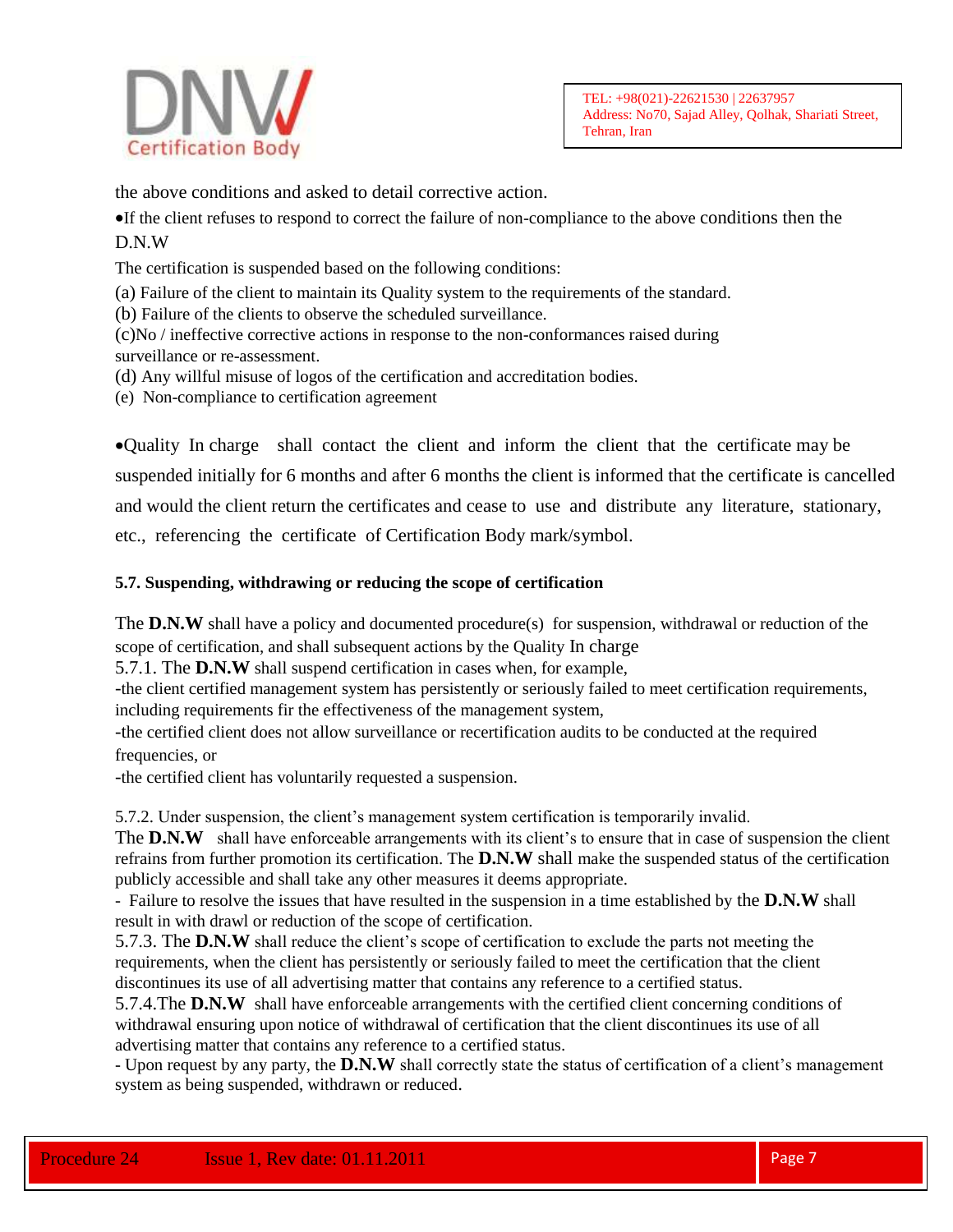the above conditions and asked to detail corrective action.

- If the client refuses to respond to correct the failure of non-compliance to the above conditions then the D.N.W

The certification is suspended based on the following conditions:

(a) Failure of the client to maintain its Quality system to the requirements of the standard.

(b) Failure of the clients to observe the scheduled surveillance.

(c)No / ineffective corrective actions in response to the non-conformances raised during surveillance or re-assessment.

(d) Any willful misuse of logos of the certification and accreditation bodies.

(e) Non-compliance to certification agreement

- Quality In charge shall contact the client and inform the client that the certificate may be suspended initially for 6 months and after 6 months the client is informed that the certificate is cancelled and would the client return the certificates and cease to use and distribute any literature, stationary, etc., referencing the certificate of Certification Body mark/symbol.

#### 5.7. Suspending, withdrawing or reducing the scope of certification

The **D.N.W** shall have a policy and documented procedure(s) for suspension, withdrawal or reduction of the scope of certification, and shall subsequent actions by the Quality In charge

5.7.1. The **D.N.W** shall suspend certification in cases when, for example,

-the client certified management system has persistently or seriously failed to meet certification requirements, including requirements fir the effectiveness of the management system,

-the certified client does not allow surveillance or recertification audits to be conducted at the required frequencies, or

-the certified client has voluntarily requested a suspension.

5.7.2. Under suspension, the client's management system certification is temporarily invalid.

The **D.N.W** shall have enforceable arrangements with its client's to ensure that in case of suspension the client refrains from further promotion its certification. The **D.N.W** shall make the suspended status of the certification publicly accessible and shall take any other measures it deems appropriate.

- Failure to resolve the issues that have resulted in the suspension in a time established by the **D.N.W** shall result in with drawl or reduction of the scope of certification.

5.7.3. The **D.N.W** shall reduce the client's scope of certification to exclude the parts not meeting the requirements, when the client has persistently or seriously failed to meet the certification that the client discontinues its use of all advertising matter that contains any reference to a certified status.

5.7.4.The **D.N.W** shall have enforceable arrangements with the certified client concerning conditions of withdrawal ensuring upon notice of withdrawal of certification that the client discontinues its use of all advertising matter that contains any reference to a certified status.

- Upon request by any party, the **D.N.W** shall correctly state the status of certification of a client's management system as being suspended, withdrawn or reduced.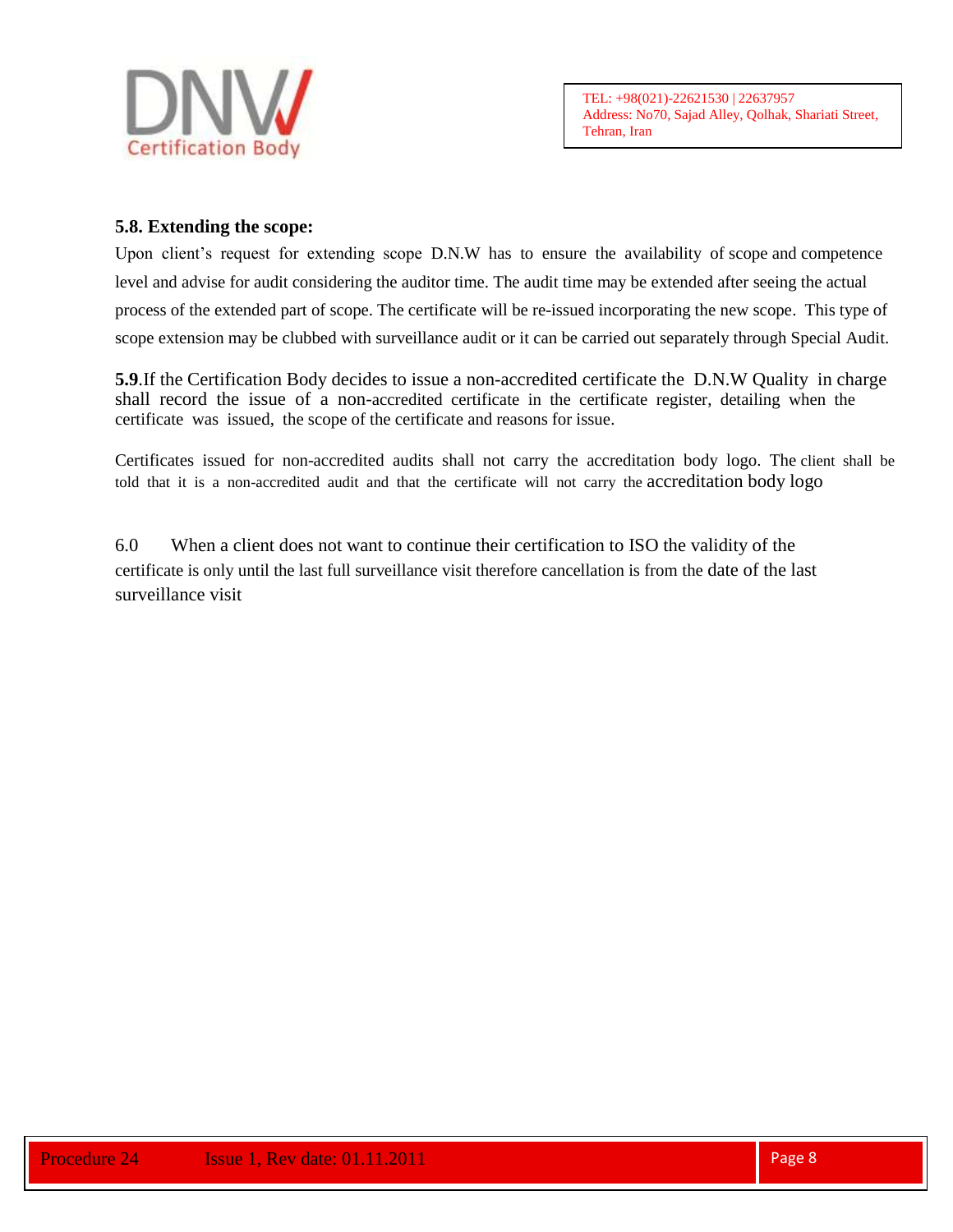### 5.8. Extending the scope:

Upon client's request for extending scope D.N.W has to ensure the availability of scope and competence level and advise for audit considering the auditor time. The audit time may be extended after seeing the actual process of the extended part of scope. The certificate will be re-issued incorporating the new scope. This type of scope extension may be clubbed with surveillance audit or it can be carried out separately through Special Audit.

**5.9**.If the Certification Body decides to issue a non-accredited certificate the D.N.W Quality in charge shall record the issue of a non-accredited certificate in the certificate register, detailing when the certificate was issued, the scope of the certificate and reasons for issue.

Certificates issued for non-accredited audits shall not carry the accreditation body logo. The client shall be told that it is a non-accredited audit and that the certificate will not carry the accreditation body logo

6.0 When a client does not want to continue their certification to ISO the validity of the certificate is only until the last full surveillance visit therefore cancellation is from the date of the last surveillance visit